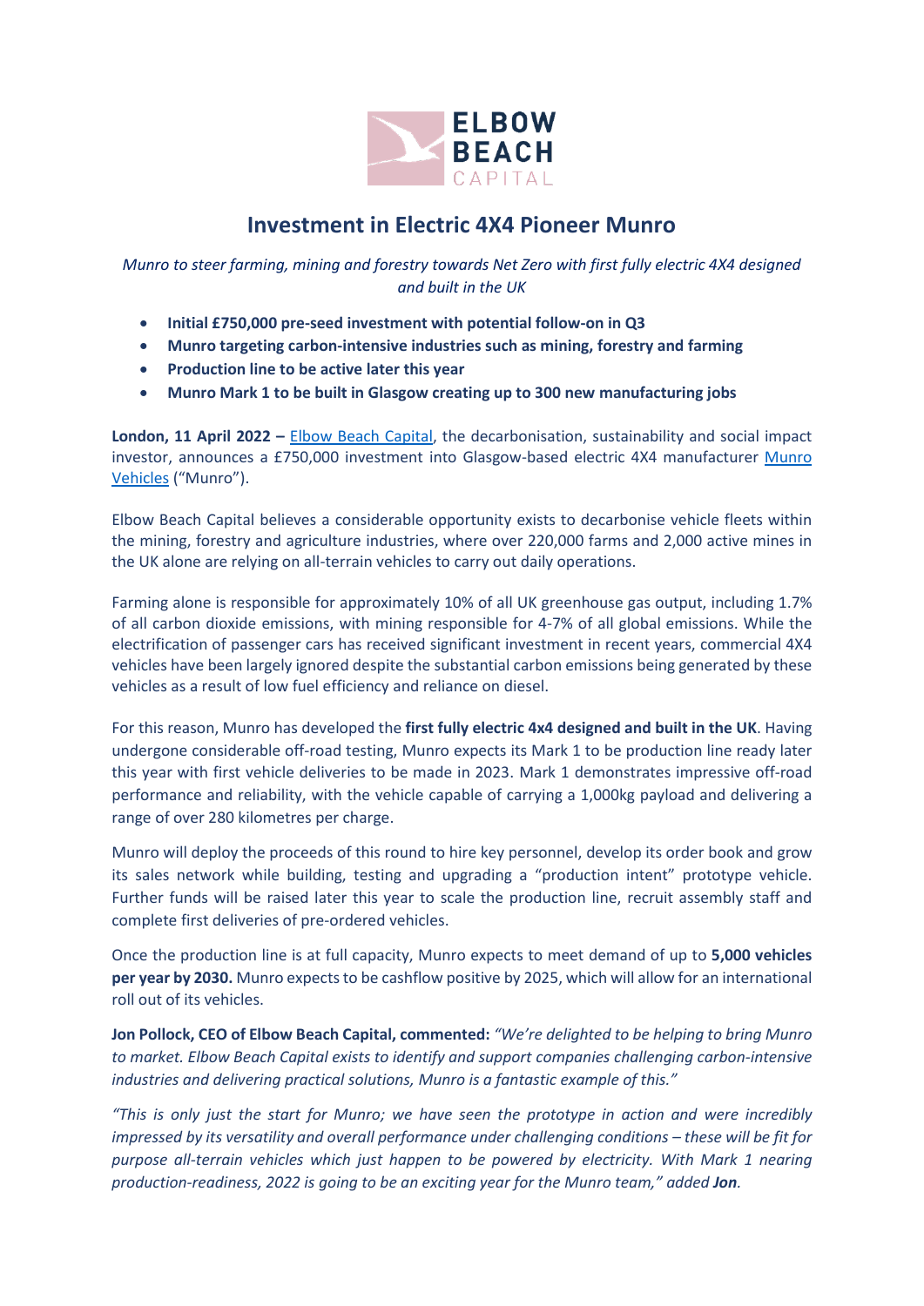# Investment in Electric 4X4 Pioneer Munro

*Munro to steer farming, mining and forestry towards Net Zero with first fully electric 4X4 designed and built in the UK*

- **Initial £750,000 pre-seed investment with potential follow-on in Q3**
- **Munro targeting carbon-intensive industries such as mining, forestry and farming**
- **Production line to be active later this year**
- **Munro Mark 1 to be built in Glasgow creating up to 300 new manufacturing jobs**

**London, 11 April 2022 –** Elbow Beach Capital, the decarbonisation, sustainability and social impact investor, announces a £750,000 investment into Glasgow-based electric 4X4 manufacturer Munro Vehicles ("Munro").

Elbow Beach Capital believes a considerable opportunity exists to decarbonise vehicle fleets within the mining, forestry and agriculture industries, where over 220,000 farms and 2,000 active mines in the UK alone are relying on all-terrain vehicles to carry out daily operations.

Farming alone is responsible for approximately 10% of all UK greenhouse gas output, including 1.7% of all carbon dioxide emissions, with mining responsible for 4-7% of all global emissions. While the electrification of passenger cars has received significant investment in recent years, commercial 4X4 vehicles have been largely ignored despite the substantial carbon emissions being generated by these vehicles as a result of low fuel efficiency and reliance on diesel.

For this reason, Munro has developed the **first fully electric 4x4 designed and built in the UK**. Having undergone considerable off-road testing, Munro expects its Mark 1 to be production line ready later this year with first vehicle deliveries to be made in 2023. Mark 1 demonstrates impressive off-road performance and reliability, with the vehicle capable of carrying a 1,000kg payload and delivering a range of over 280 kilometres per charge.

Munro will deploy the proceeds of this round to hire key personnel, develop its order book and grow its sales network while building, testing and upgrading a "production intent" prototype vehicle. Further funds will be raised later this year to scale the production line, recruit assembly staff and complete first deliveries of pre-ordered vehicles.

Once the production line is at full capacity, Munro expects to meet demand of up to **5,000 vehicles per year by 2030.** Munro expects to be cashflow positive by 2025, which will allow for an international roll out of its vehicles.

**Jon Pollock, CEO of Elbow Beach Capital, commented:** *"We're delighted to be helping to bring Munro to market. Elbow Beach Capital exists to identify and support companies challenging carbon-intensive industries and delivering practical solutions, Munro is a fantastic example of this."*

*"This is only just the start for Munro; we have seen the prototype in action and were incredibly impressed by its versatility and overall performance under challenging conditions – these will be fit for purpose all-terrain vehicles which just happen to be powered by electricity. With Mark 1 nearing production-readiness, 2022 is going to be an exciting year for the Munro team," added **Jon**.*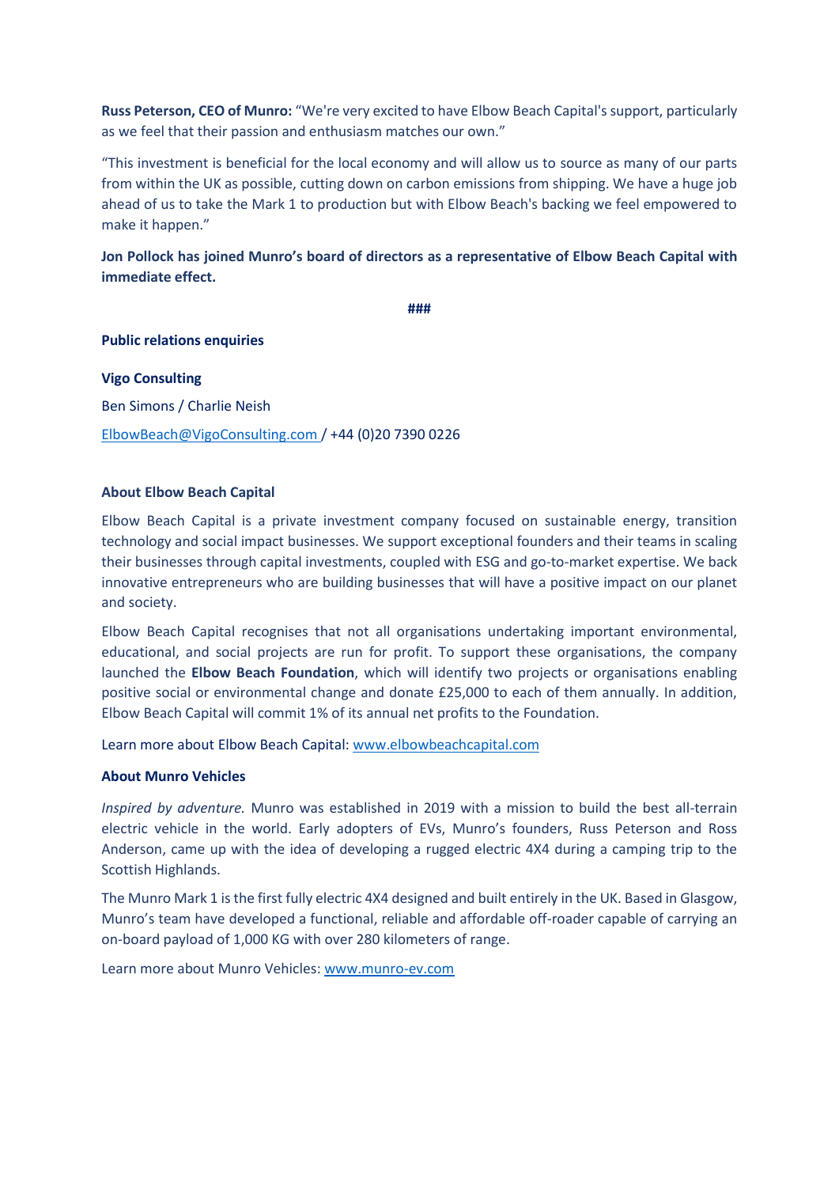**Russ Peterson, CEO of Munro:** "We're very excited to have Elbow Beach Capital's support, particularly as we feel that their passion and enthusiasm matches our own."

"This investment is beneficial for the local economy and will allow us to source as many of our parts from within the UK as possible, cutting down on carbon emissions from shipping. We have a huge job ahead of us to take the Mark 1 to production but with Elbow Beach's backing we feel empowered to make it happen."

**Jon Pollock has joined Munro's board of directors as a representative of Elbow Beach Capital with immediate effect.**

**###**

**Public relations enquiries**

**Vigo Consulting**

Ben Simons / Charlie Neish

ElbowBeach@VigoConsulting.com / +44 (0)20 7390 0226

**About Elbow Beach Capital**

Elbow Beach Capital is a private investment company focused on sustainable energy, transition technology and social impact businesses. We support exceptional founders and their teams in scaling their businesses through capital investments, coupled with ESG and go-to-market expertise. We back innovative entrepreneurs who are building businesses that will have a positive impact on our planet and society.

Elbow Beach Capital recognises that not all organisations undertaking important environmental, educational, and social projects are run for profit. To support these organisations, the company launched the **Elbow Beach Foundation**, which will identify two projects or organisations enabling positive social or environmental change and donate £25,000 to each of them annually. In addition, Elbow Beach Capital will commit 1% of its annual net profits to the Foundation.

Learn more about Elbow Beach Capital: www.elbowbeachcapital.com

**About Munro Vehicles**

*Inspired by adventure.* Munro was established in 2019 with a mission to build the best all-terrain electric vehicle in the world. Early adopters of EVs, Munro's founders, Russ Peterson and Ross Anderson, came up with the idea of developing a rugged electric 4X4 during a camping trip to the Scottish Highlands.

The Munro Mark 1 is the first fully electric 4X4 designed and built entirely in the UK. Based in Glasgow, Munro's team have developed a functional, reliable and affordable off-roader capable of carrying an on-board payload of 1,000 KG with over 280 kilometers of range.

Learn more about Munro Vehicles: www.munro-ev.com